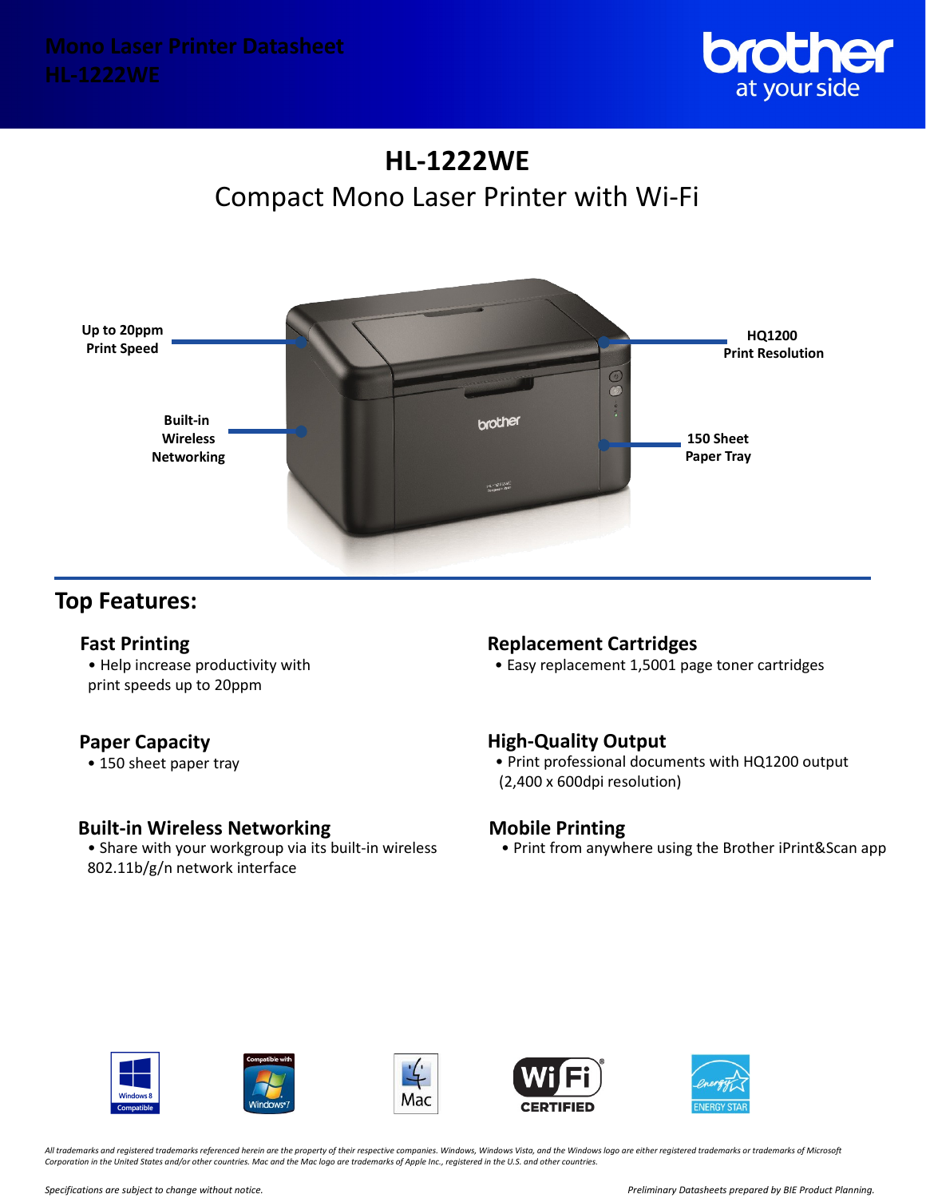Mono Laser Printer Datasheet
HL-1222WE

# HL-1222WE

## Compact Mono Laser Printer with Wi-Fi

Up to 20ppm Print Speed

HQ1200 Print Resolution

Built-in Wireless Networking

150 Sheet Paper Tray

## Top Features:

### Fast Printing

- Help increase productivity with print speeds up to 20ppm

### Replacement Cartridges

- Easy replacement 1,5001 page toner cartridges

### Paper Capacity

- 150 sheet paper tray

### High-Quality Output

- Print professional documents with HQ1200 output (2,400 x 600dpi resolution)

### Built-in Wireless Networking

- Share with your workgroup via its built-in wireless 802.11b/g/n network interface

### Mobile Printing

- Print from anywhere using the Brother iPrint&Scan app

*All trademarks and registered trademarks referenced herein are the property of their respective companies. Windows, Windows Vista, and the Windows logo are either registered trademarks or trademarks of Microsoft Corporation in the United States and/or other countries. Mac and the Mac logo are trademarks of Apple Inc., registered in the U.S. and other countries.*

*Specifications are subject to change without notice.*

*Preliminary Datasheets prepared by BIE Product Planning.*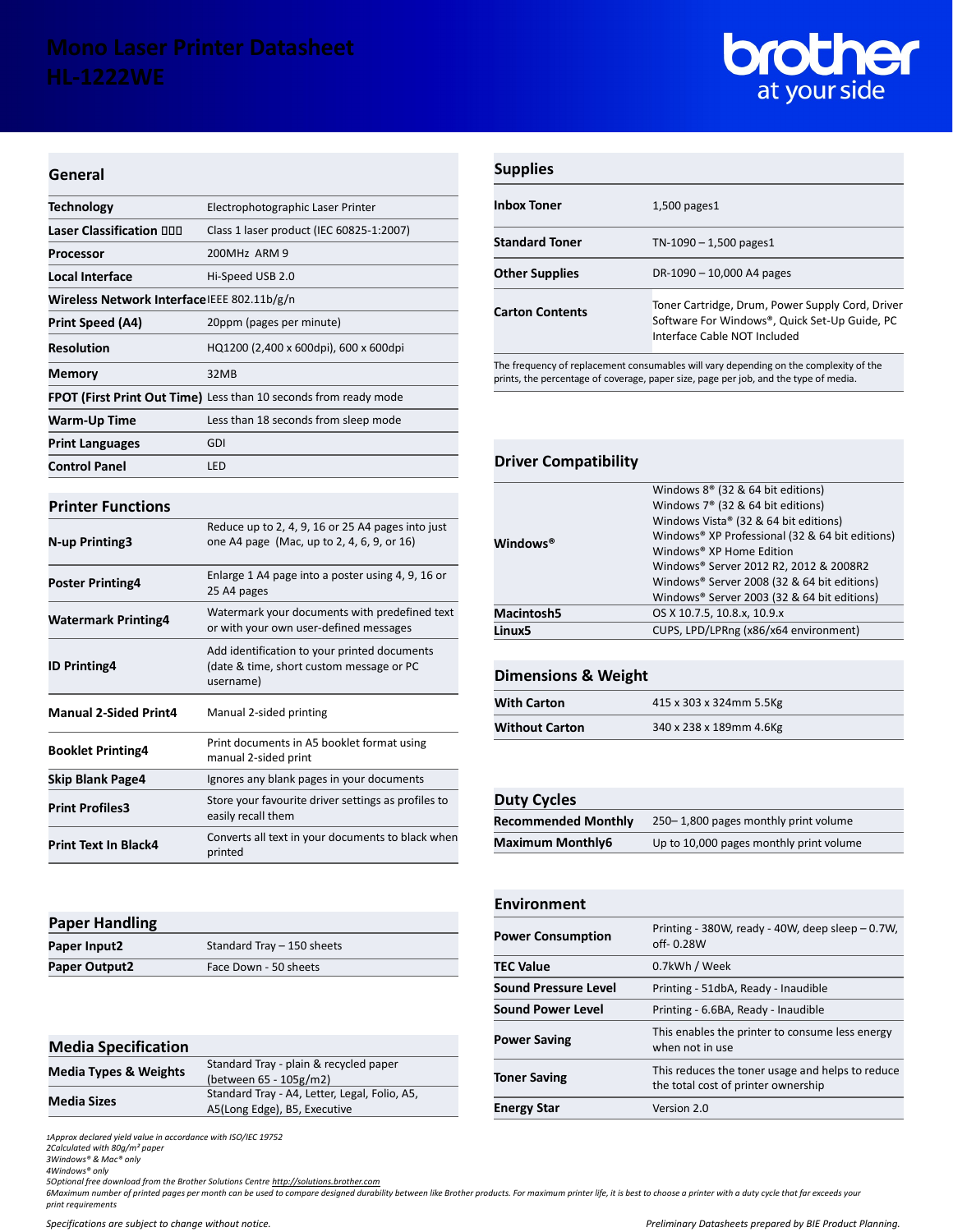# Mono Laser Printer Datasheet
# HL-1222WE

brother
at your side

## General

| Technology | Electrophotographic Laser Printer |
|---|---|
| Laser Classification | Class 1 laser product (IEC 60825-1:2007) |
| Processor | 200MHz ARM 9 |
| Local Interface | Hi-Speed USB 2.0 |
| Wireless Network Interface | IEEE 802.11b/g/n |
| Print Speed (A4) | 20ppm (pages per minute) |
| Resolution | HQ1200 (2,400 x 600dpi), 600 x 600dpi |
| Memory | 32MB |
| FPOT (First Print Out Time) | Less than 10 seconds from ready mode |
| Warm-Up Time | Less than 18 seconds from sleep mode |
| Print Languages | GDI |
| Control Panel | LED |

## Printer Functions

| N-up Printing3 | Reduce up to 2, 4, 9, 16 or 25 A4 pages into just one A4 page (Mac, up to 2, 4, 6, 9, or 16) |
|---|---|
| Poster Printing4 | Enlarge 1 A4 page into a poster using 4, 9, 16 or 25 A4 pages |
| Watermark Printing4 | Watermark your documents with predefined text or with your own user-defined messages |
| ID Printing4 | Add identification to your printed documents (date & time, short custom message or PC username) |
| Manual 2-Sided Print4 | Manual 2-sided printing |
| Booklet Printing4 | Print documents in A5 booklet format using manual 2-sided print |
| Skip Blank Page4 | Ignores any blank pages in your documents |
| Print Profiles3 | Store your favourite driver settings as profiles to easily recall them |
| Print Text In Black4 | Converts all text in your documents to black when printed |

## Paper Handling

| Paper Input2 | Standard Tray – 150 sheets |
|---|---|
| Paper Output2 | Face Down - 50 sheets |

## Media Specification

| Media Types & Weights | Standard Tray - plain & recycled paper (between 65 - 105g/m2) |
|---|---|
| Media Sizes | Standard Tray - A4, Letter, Legal, Folio, A5, A5(Long Edge), B5, Executive |

## Supplies

| Inbox Toner | 1,500 pages1 |
|---|---|
| Standard Toner | TN-1090 – 1,500 pages1 |
| Other Supplies | DR-1090 – 10,000 A4 pages |
| Carton Contents | Toner Cartridge, Drum, Power Supply Cord, Driver Software For Windows®, Quick Set-Up Guide, PC Interface Cable NOT Included |

The frequency of replacement consumables will vary depending on the complexity of the prints, the percentage of coverage, paper size, page per job, and the type of media.

## Driver Compatibility

| Windows® | Windows 8® (32 & 64 bit editions)<br>Windows 7® (32 & 64 bit editions)<br>Windows Vista® (32 & 64 bit editions)<br>Windows® XP Professional (32 & 64 bit editions)<br>Windows® XP Home Edition<br>Windows® Server 2012 R2, 2012 & 2008R2<br>Windows® Server 2008 (32 & 64 bit editions)<br>Windows® Server 2003 (32 & 64 bit editions) |
|---|---|
| Macintosh5 | OS X 10.7.5, 10.8.x, 10.9.x |
| Linux5 | CUPS, LPD/LPRng (x86/x64 environment) |

## Dimensions & Weight

| With Carton | 415 x 303 x 324mm 5.5Kg |
|---|---|
| Without Carton | 340 x 238 x 189mm 4.6Kg |

## Duty Cycles

| Recommended Monthly | 250– 1,800 pages monthly print volume |
|---|---|
| Maximum Monthly6 | Up to 10,000 pages monthly print volume |

## Environment

| Power Consumption | Printing - 380W, ready - 40W, deep sleep – 0.7W, off- 0.28W |
|---|---|
| TEC Value | 0.7kWh / Week |
| Sound Pressure Level | Printing - 51dbA, Ready - Inaudible |
| Sound Power Level | Printing - 6.6BA, Ready - Inaudible |
| Power Saving | This enables the printer to consume less energy when not in use |
| Toner Saving | This reduces the toner usage and helps to reduce the total cost of printer ownership |
| Energy Star | Version 2.0 |

*1Approx declared yield value in accordance with ISO/IEC 19752*
*2Calculated with 80g/m² paper*
*3Windows® & Mac® only*
*4Windows® only*
*5Optional free download from the Brother Solutions Centre http://solutions.brother.com*
*6Maximum number of printed pages per month can be used to compare designed durability between like Brother products. For maximum printer life, it is best to choose a printer with a duty cycle that far exceeds your print requirements*

*Specifications are subject to change without notice.*

*Preliminary Datasheets prepared by BIE Product Planning.*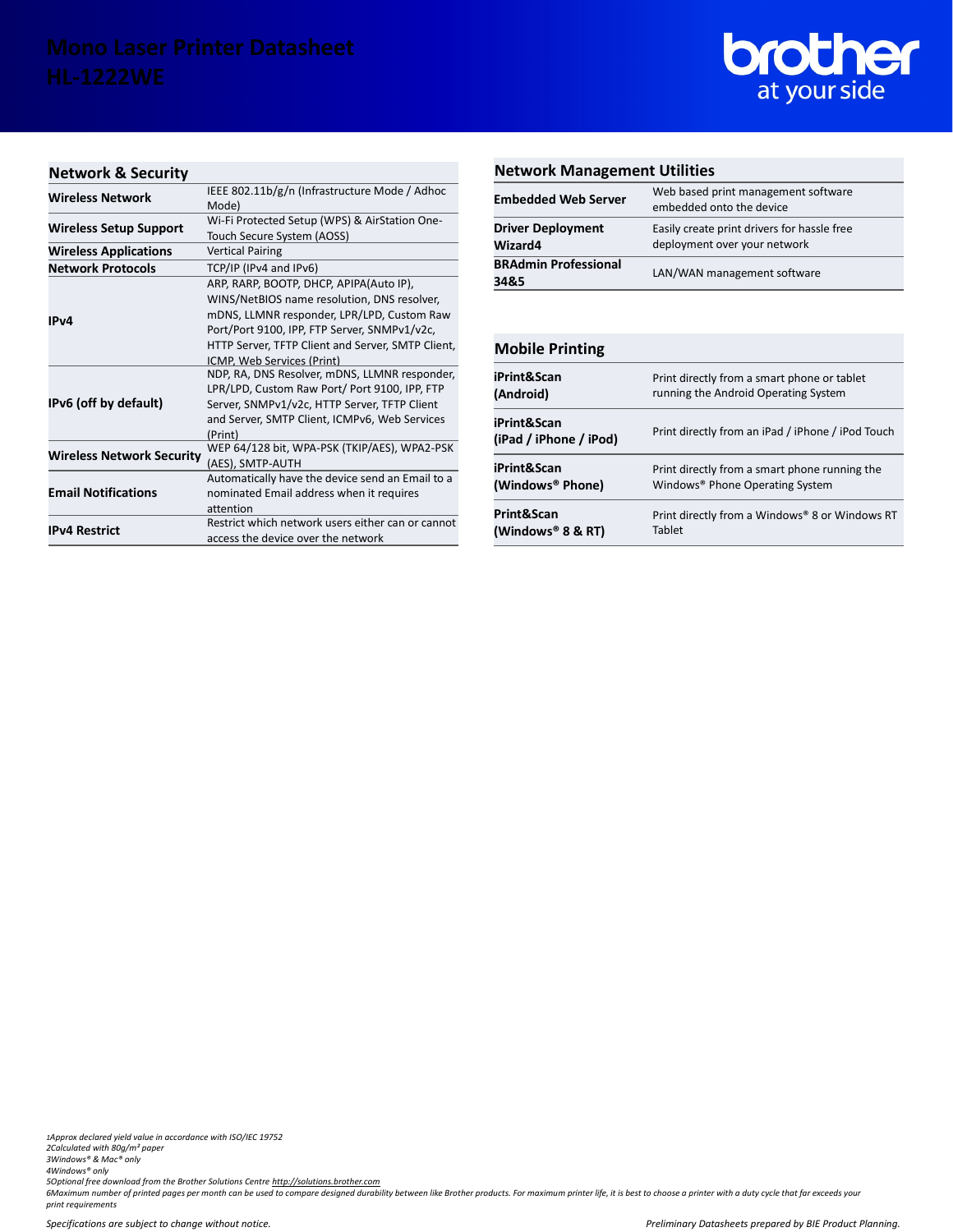# Mono Laser Printer Datasheet
# HL-1222WE

## Network & Security

| | |
|---|---|
| **Wireless Network** | IEEE 802.11b/g/n (Infrastructure Mode / Adhoc Mode) |
| **Wireless Setup Support** | Wi-Fi Protected Setup (WPS) & AirStation One-Touch Secure System (AOSS) |
| **Wireless Applications** | Vertical Pairing |
| **Network Protocols** | TCP/IP (IPv4 and IPv6) |
| **IPv4** | ARP, RARP, BOOTP, DHCP, APIPA(Auto IP), WINS/NetBIOS name resolution, DNS resolver, mDNS, LLMNR responder, LPR/LPD, Custom Raw Port/Port 9100, IPP, FTP Server, SNMPv1/v2c, HTTP Server, TFTP Client and Server, SMTP Client, ICMP, Web Services (Print) |
| **IPv6 (off by default)** | NDP, RA, DNS Resolver, mDNS, LLMNR responder, LPR/LPD, Custom Raw Port/ Port 9100, IPP, FTP Server, SNMPv1/v2c, HTTP Server, TFTP Client and Server, SMTP Client, ICMPv6, Web Services (Print) |
| **Wireless Network Security** | WEP 64/128 bit, WPA-PSK (TKIP/AES), WPA2-PSK (AES), SMTP-AUTH |
| **Email Notifications** | Automatically have the device send an Email to a nominated Email address when it requires attention |
| **IPv4 Restrict** | Restrict which network users either can or cannot access the device over the network |

## Network Management Utilities

| | |
|---|---|
| **Embedded Web Server** | Web based print management software embedded onto the device |
| **Driver Deployment Wizard4** | Easily create print drivers for hassle free deployment over your network |
| **BRAdmin Professional 34&5** | LAN/WAN management software |

## Mobile Printing

| | |
|---|---|
| **iPrint&Scan (Android)** | Print directly from a smart phone or tablet running the Android Operating System |
| **iPrint&Scan (iPad / iPhone / iPod)** | Print directly from an iPad / iPhone / iPod Touch |
| **iPrint&Scan (Windows® Phone)** | Print directly from a smart phone running the Windows® Phone Operating System |
| **Print&Scan (Windows® 8 & RT)** | Print directly from a Windows® 8 or Windows RT Tablet |

*1Approx declared yield value in accordance with ISO/IEC 19752*
*2Calculated with 80g/m² paper*
*3Windows® & Mac® only*
*4Windows® only*
*5Optional free download from the Brother Solutions Centre http://solutions.brother.com*
*6Maximum number of printed pages per month can be used to compare designed durability between like Brother products. For maximum printer life, it is best to choose a printer with a duty cycle that far exceeds your print requirements*

*Specifications are subject to change without notice.*

*Preliminary Datasheets prepared by BIE Product Planning.*